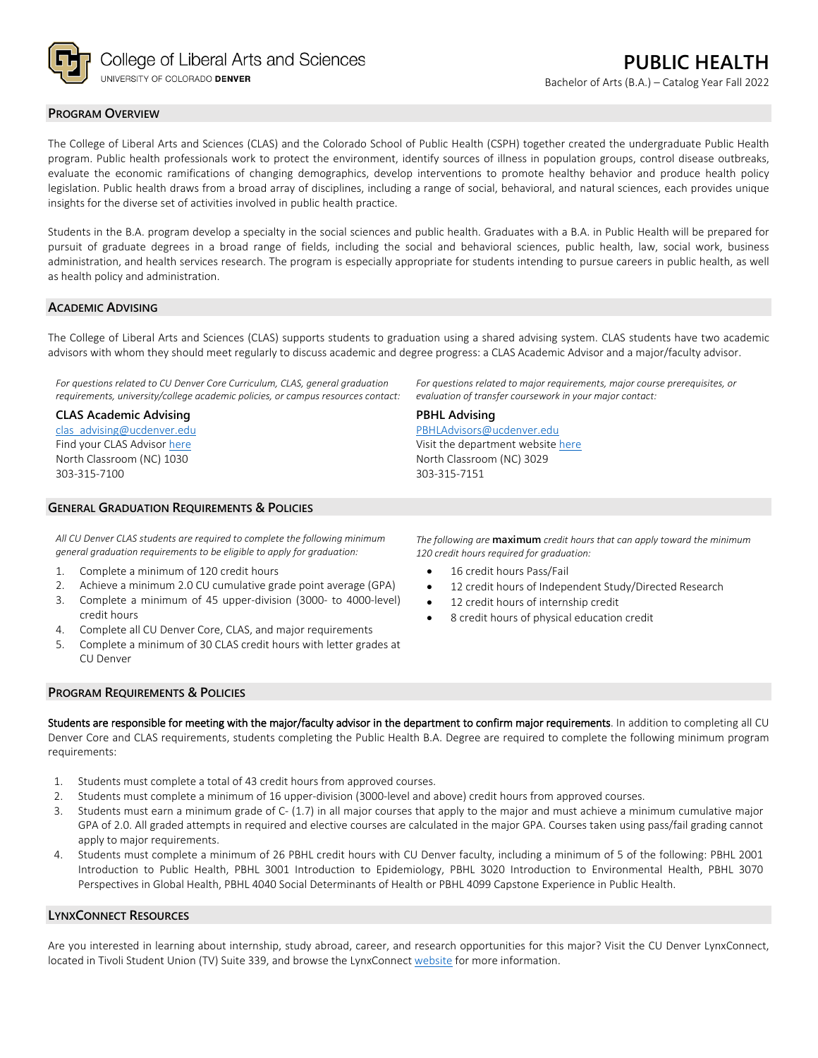College of Liberal Arts and Sciences
UNIVERSITY OF COLORADO **DENVER**

# PUBLIC HEALTH

Bachelor of Arts (B.A.) – Catalog Year Fall 2022

## Program Overview

The College of Liberal Arts and Sciences (CLAS) and the Colorado School of Public Health (CSPH) together created the undergraduate Public Health program. Public health professionals work to protect the environment, identify sources of illness in population groups, control disease outbreaks, evaluate the economic ramifications of changing demographics, develop interventions to promote healthy behavior and produce health policy legislation. Public health draws from a broad array of disciplines, including a range of social, behavioral, and natural sciences, each provides unique insights for the diverse set of activities involved in public health practice.

Students in the B.A. program develop a specialty in the social sciences and public health. Graduates with a B.A. in Public Health will be prepared for pursuit of graduate degrees in a broad range of fields, including the social and behavioral sciences, public health, law, social work, business administration, and health services research. The program is especially appropriate for students intending to pursue careers in public health, as well as health policy and administration.

## Academic Advising

The College of Liberal Arts and Sciences (CLAS) supports students to graduation using a shared advising system. CLAS students have two academic advisors with whom they should meet regularly to discuss academic and degree progress: a CLAS Academic Advisor and a major/faculty advisor.

*For questions related to CU Denver Core Curriculum, CLAS, general graduation requirements, university/college academic policies, or campus resources contact:*

**CLAS Academic Advising**
clas_advising@ucdenver.edu
Find your CLAS Advisor here
North Classroom (NC) 1030
303-315-7100

*For questions related to major requirements, major course prerequisites, or evaluation of transfer coursework in your major contact:*

**PBHL Advising**
PBHLAdvisors@ucdenver.edu
Visit the department website here
North Classroom (NC) 3029
303-315-7151

## General Graduation Requirements & Policies

*All CU Denver CLAS students are required to complete the following minimum general graduation requirements to be eligible to apply for graduation:*

1. Complete a minimum of 120 credit hours
2. Achieve a minimum 2.0 CU cumulative grade point average (GPA)
3. Complete a minimum of 45 upper-division (3000- to 4000-level) credit hours
4. Complete all CU Denver Core, CLAS, and major requirements
5. Complete a minimum of 30 CLAS credit hours with letter grades at CU Denver

*The following are* **maximum** *credit hours that can apply toward the minimum 120 credit hours required for graduation:*

- 16 credit hours Pass/Fail
- 12 credit hours of Independent Study/Directed Research
- 12 credit hours of internship credit
- 8 credit hours of physical education credit

## Program Requirements & Policies

Students are responsible for meeting with the major/faculty advisor in the department to confirm major requirements. In addition to completing all CU Denver Core and CLAS requirements, students completing the Public Health B.A. Degree are required to complete the following minimum program requirements:

1. Students must complete a total of 43 credit hours from approved courses.
2. Students must complete a minimum of 16 upper-division (3000-level and above) credit hours from approved courses.
3. Students must earn a minimum grade of C- (1.7) in all major courses that apply to the major and must achieve a minimum cumulative major GPA of 2.0. All graded attempts in required and elective courses are calculated in the major GPA. Courses taken using pass/fail grading cannot apply to major requirements.
4. Students must complete a minimum of 26 PBHL credit hours with CU Denver faculty, including a minimum of 5 of the following: PBHL 2001 Introduction to Public Health, PBHL 3001 Introduction to Epidemiology, PBHL 3020 Introduction to Environmental Health, PBHL 3070 Perspectives in Global Health, PBHL 4040 Social Determinants of Health or PBHL 4099 Capstone Experience in Public Health.

## LynxConnect Resources

Are you interested in learning about internship, study abroad, career, and research opportunities for this major? Visit the CU Denver LynxConnect, located in Tivoli Student Union (TV) Suite 339, and browse the LynxConnect website for more information.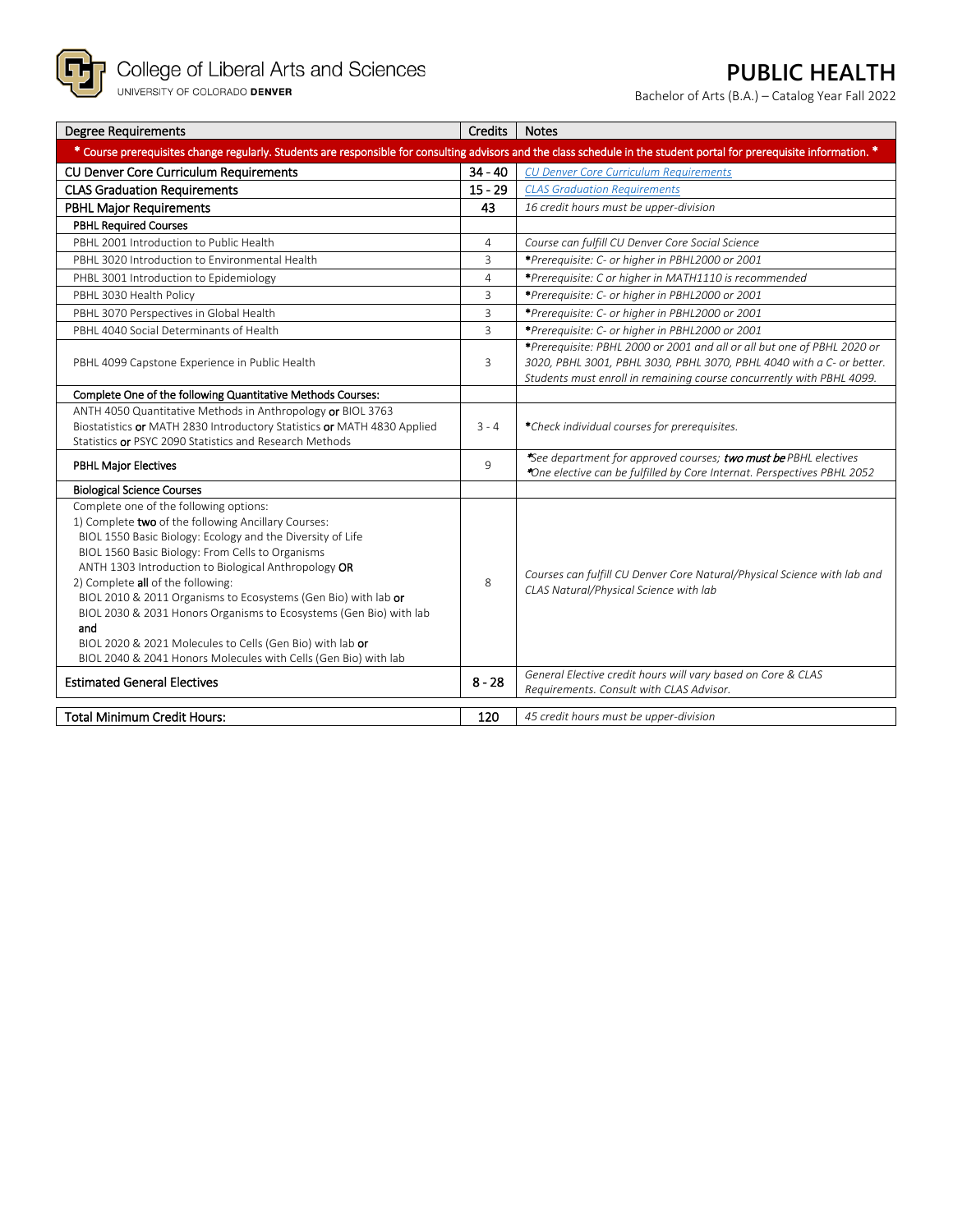College of Liberal Arts and Sciences
UNIVERSITY OF COLORADO **DENVER**

# PUBLIC HEALTH

Bachelor of Arts (B.A.) – Catalog Year Fall 2022

| Degree Requirements | Credits | Notes |
|---|---|---|
| *** Course prerequisites change regularly. Students are responsible for consulting advisors and the class schedule in the student portal for prerequisite information. *** | | |
| CU Denver Core Curriculum Requirements | 34 - 40 | *CU Denver Core Curriculum Requirements* |
| CLAS Graduation Requirements | 15 - 29 | *CLAS Graduation Requirements* |
| PBHL Major Requirements | 43 | *16 credit hours must be upper-division* |
| **PBHL Required Courses** | | |
| PBHL 2001 Introduction to Public Health | 4 | *Course can fulfill CU Denver Core Social Science* |
| PBHL 3020 Introduction to Environmental Health | 3 | ***Prerequisite: C- or higher in PBHL2000 or 2001* |
| PHBL 3001 Introduction to Epidemiology | 4 | ***Prerequisite: C or higher in MATH1110 is recommended* |
| PBHL 3030 Health Policy | 3 | ***Prerequisite: C- or higher in PBHL2000 or 2001* |
| PBHL 3070 Perspectives in Global Health | 3 | ***Prerequisite: C- or higher in PBHL2000 or 2001* |
| PBHL 4040 Social Determinants of Health | 3 | ***Prerequisite: C- or higher in PBHL2000 or 2001* |
| PBHL 4099 Capstone Experience in Public Health | 3 | ***Prerequisite: PBHL 2000 or 2001 and all or all but one of PBHL 2020 or 3020, PBHL 3001, PBHL 3030, PBHL 3070, PBHL 4040 with a C- or better. Students must enroll in remaining course concurrently with PBHL 4099.* |
| **Complete One of the following Quantitative Methods Courses:** | | |
| ANTH 4050 Quantitative Methods in Anthropology **or** BIOL 3763 Biostatistics **or** MATH 2830 Introductory Statistics **or** MATH 4830 Applied Statistics **or** PSYC 2090 Statistics and Research Methods | 3 - 4 | ***Check individual courses for prerequisites.* |
| PBHL Major Electives | 9 | **See department for approved courses;* ***two must be*** *PBHL electives*<br>**One elective can be fulfilled by Core Internat. Perspectives PBHL 2052* |
| **Biological Science Courses** | | |
| Complete one of the following options:<br>1) Complete **two** of the following Ancillary Courses:<br>BIOL 1550 Basic Biology: Ecology and the Diversity of Life<br>BIOL 1560 Basic Biology: From Cells to Organisms<br>ANTH 1303 Introduction to Biological Anthropology **OR**<br>2) Complete **all** of the following:<br>BIOL 2010 & 2011 Organisms to Ecosystems (Gen Bio) with lab **or**<br>BIOL 2030 & 2031 Honors Organisms to Ecosystems (Gen Bio) with lab<br>**and**<br>BIOL 2020 & 2021 Molecules to Cells (Gen Bio) with lab **or**<br>BIOL 2040 & 2041 Honors Molecules with Cells (Gen Bio) with lab | 8 | *Courses can fulfill CU Denver Core Natural/Physical Science with lab and CLAS Natural/Physical Science with lab* |
| Estimated General Electives | 8 - 28 | *General Elective credit hours will vary based on Core & CLAS Requirements. Consult with CLAS Advisor.* |
| **Total Minimum Credit Hours:** | **120** | *45 credit hours must be upper-division* |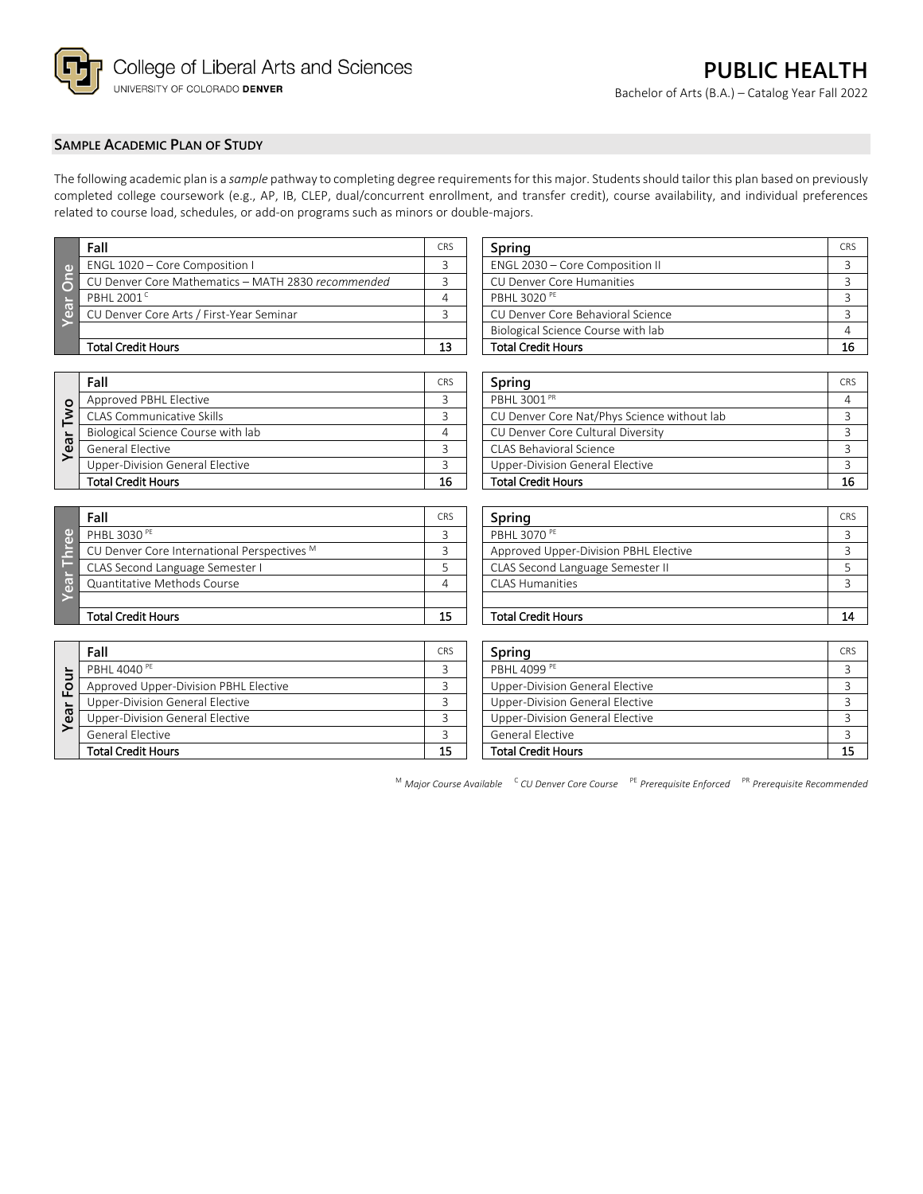# PUBLIC HEALTH

Bachelor of Arts (B.A.) – Catalog Year Fall 2022

## SAMPLE ACADEMIC PLAN OF STUDY

The following academic plan is a *sample* pathway to completing degree requirements for this major. Students should tailor this plan based on previously completed college coursework (e.g., AP, IB, CLEP, dual/concurrent enrollment, and transfer credit), course availability, and individual preferences related to course load, schedules, or add-on programs such as minors or double-majors.

### Year One

| Fall | CRS | Spring | CRS |
|---|---|---|---|
| ENGL 1020 – Core Composition I | 3 | ENGL 2030 – Core Composition II | 3 |
| CU Denver Core Mathematics – MATH 2830 *recommended* | 3 | CU Denver Core Humanities | 3 |
| PBHL 2001 [C] | 4 | PBHL 3020 [PE] | 3 |
| CU Denver Core Arts / First-Year Seminar | 3 | CU Denver Core Behavioral Science | 3 |
| | | Biological Science Course with lab | 4 |
| **Total Credit Hours** | **13** | **Total Credit Hours** | **16** |

### Year Two

| Fall | CRS | Spring | CRS |
|---|---|---|---|
| Approved PBHL Elective | 3 | PBHL 3001 [PR] | 4 |
| CLAS Communicative Skills | 3 | CU Denver Core Nat/Phys Science without lab | 3 |
| Biological Science Course with lab | 4 | CU Denver Core Cultural Diversity | 3 |
| General Elective | 3 | CLAS Behavioral Science | 3 |
| Upper-Division General Elective | 3 | Upper-Division General Elective | 3 |
| **Total Credit Hours** | **16** | **Total Credit Hours** | **16** |

### Year Three

| Fall | CRS | Spring | CRS |
|---|---|---|---|
| PHBL 3030 [PE] | 3 | PBHL 3070 [PE] | 3 |
| CU Denver Core International Perspectives [M] | 3 | Approved Upper-Division PBHL Elective | 3 |
| CLAS Second Language Semester I | 5 | CLAS Second Language Semester II | 5 |
| Quantitative Methods Course | 4 | CLAS Humanities | 3 |
| | | | |
| **Total Credit Hours** | **15** | **Total Credit Hours** | **14** |

### Year Four

| Fall | CRS | Spring | CRS |
|---|---|---|---|
| PBHL 4040 [PE] | 3 | PBHL 4099 [PE] | 3 |
| Approved Upper-Division PBHL Elective | 3 | Upper-Division General Elective | 3 |
| Upper-Division General Elective | 3 | Upper-Division General Elective | 3 |
| Upper-Division General Elective | 3 | Upper-Division General Elective | 3 |
| General Elective | 3 | General Elective | 3 |
| **Total Credit Hours** | **15** | **Total Credit Hours** | **15** |

[M] *Major Course Available* [C] *CU Denver Core Course* [PE] *Prerequisite Enforced* [PR] *Prerequisite Recommended*